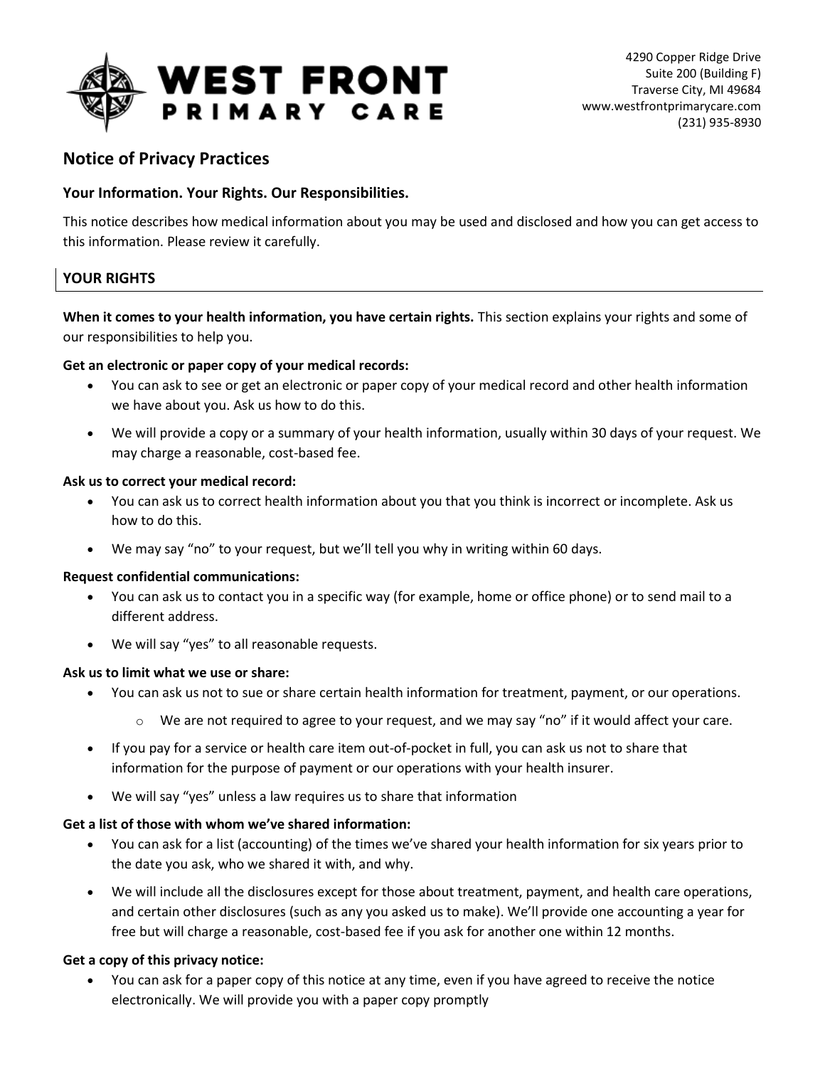# WEST FRONT PRIMARY CARE

4290 Copper Ridge Drive
Suite 200 (Building F)
Traverse City, MI 49684
www.westfrontprimarycare.com
(231) 935-8930

## Notice of Privacy Practices

### Your Information. Your Rights. Our Responsibilities.

This notice describes how medical information about you may be used and disclosed and how you can get access to this information. Please review it carefully.

## YOUR RIGHTS

**When it comes to your health information, you have certain rights.** This section explains your rights and some of our responsibilities to help you.

**Get an electronic or paper copy of your medical records:**

- You can ask to see or get an electronic or paper copy of your medical record and other health information we have about you. Ask us how to do this.
- We will provide a copy or a summary of your health information, usually within 30 days of your request. We may charge a reasonable, cost-based fee.

**Ask us to correct your medical record:**

- You can ask us to correct health information about you that you think is incorrect or incomplete. Ask us how to do this.
- We may say "no" to your request, but we'll tell you why in writing within 60 days.

**Request confidential communications:**

- You can ask us to contact you in a specific way (for example, home or office phone) or to send mail to a different address.
- We will say "yes" to all reasonable requests.

**Ask us to limit what we use or share:**

- You can ask us not to sue or share certain health information for treatment, payment, or our operations.
  - We are not required to agree to your request, and we may say "no" if it would affect your care.
- If you pay for a service or health care item out-of-pocket in full, you can ask us not to share that information for the purpose of payment or our operations with your health insurer.
- We will say "yes" unless a law requires us to share that information

**Get a list of those with whom we've shared information:**

- You can ask for a list (accounting) of the times we've shared your health information for six years prior to the date you ask, who we shared it with, and why.
- We will include all the disclosures except for those about treatment, payment, and health care operations, and certain other disclosures (such as any you asked us to make). We'll provide one accounting a year for free but will charge a reasonable, cost-based fee if you ask for another one within 12 months.

**Get a copy of this privacy notice:**

- You can ask for a paper copy of this notice at any time, even if you have agreed to receive the notice electronically. We will provide you with a paper copy promptly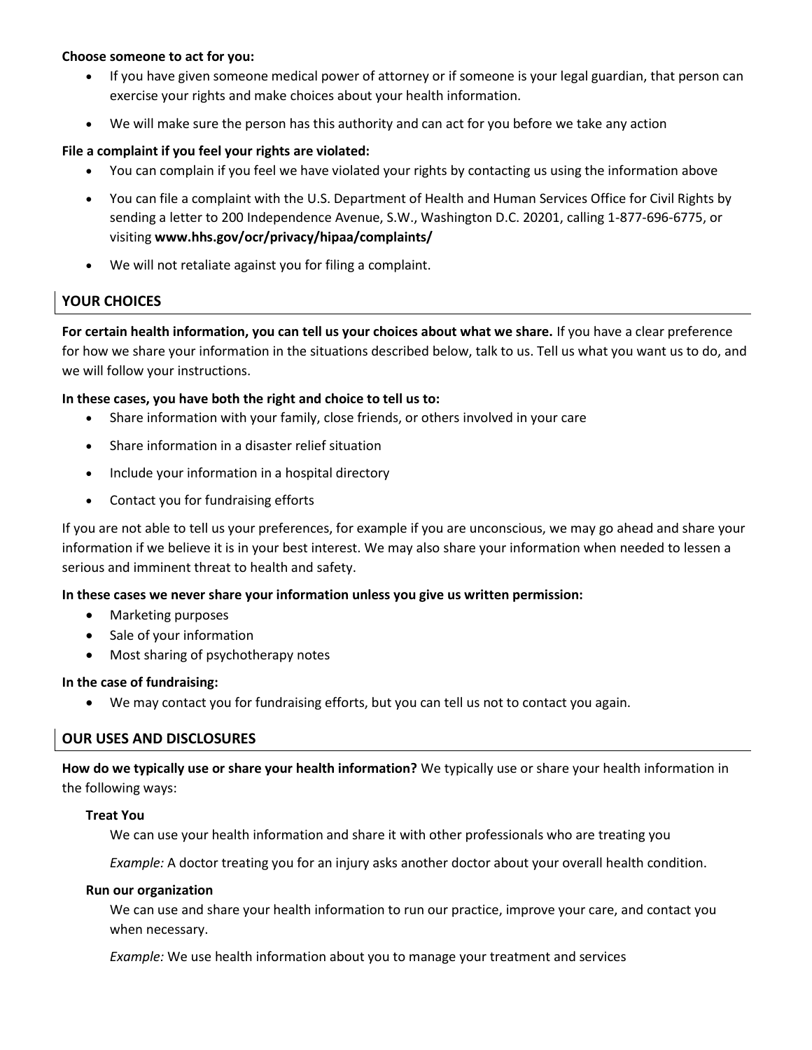**Choose someone to act for you:**

- If you have given someone medical power of attorney or if someone is your legal guardian, that person can exercise your rights and make choices about your health information.
- We will make sure the person has this authority and can act for you before we take any action

**File a complaint if you feel your rights are violated:**

- You can complain if you feel we have violated your rights by contacting us using the information above
- You can file a complaint with the U.S. Department of Health and Human Services Office for Civil Rights by sending a letter to 200 Independence Avenue, S.W., Washington D.C. 20201, calling 1-877-696-6775, or visiting **www.hhs.gov/ocr/privacy/hipaa/complaints/**
- We will not retaliate against you for filing a complaint.

## YOUR CHOICES

**For certain health information, you can tell us your choices about what we share.** If you have a clear preference for how we share your information in the situations described below, talk to us. Tell us what you want us to do, and we will follow your instructions.

**In these cases, you have both the right and choice to tell us to:**

- Share information with your family, close friends, or others involved in your care
- Share information in a disaster relief situation
- Include your information in a hospital directory
- Contact you for fundraising efforts

If you are not able to tell us your preferences, for example if you are unconscious, we may go ahead and share your information if we believe it is in your best interest. We may also share your information when needed to lessen a serious and imminent threat to health and safety.

**In these cases we never share your information unless you give us written permission:**

- Marketing purposes
- Sale of your information
- Most sharing of psychotherapy notes

**In the case of fundraising:**

- We may contact you for fundraising efforts, but you can tell us not to contact you again.

## OUR USES AND DISCLOSURES

**How do we typically use or share your health information?** We typically use or share your health information in the following ways:

**Treat You**

We can use your health information and share it with other professionals who are treating you

*Example:* A doctor treating you for an injury asks another doctor about your overall health condition.

**Run our organization**

We can use and share your health information to run our practice, improve your care, and contact you when necessary.

*Example:* We use health information about you to manage your treatment and services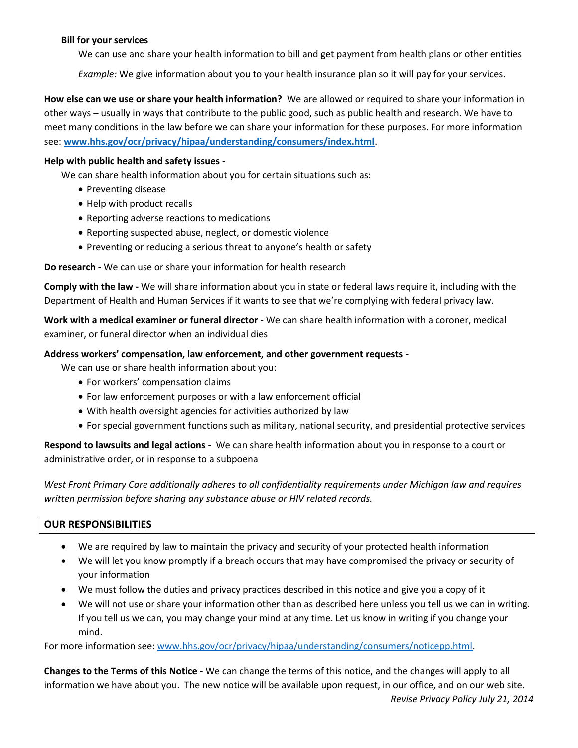**Bill for your services**

We can use and share your health information to bill and get payment from health plans or other entities

*Example:* We give information about you to your health insurance plan so it will pay for your services.

**How else can we use or share your health information?** We are allowed or required to share your information in other ways – usually in ways that contribute to the public good, such as public health and research. We have to meet many conditions in the law before we can share your information for these purposes. For more information see: **www.hhs.gov/ocr/privacy/hipaa/understanding/consumers/index.html**.

**Help with public health and safety issues -**

We can share health information about you for certain situations such as:

- Preventing disease
- Help with product recalls
- Reporting adverse reactions to medications
- Reporting suspected abuse, neglect, or domestic violence
- Preventing or reducing a serious threat to anyone's health or safety

**Do research -** We can use or share your information for health research

**Comply with the law -** We will share information about you in state or federal laws require it, including with the Department of Health and Human Services if it wants to see that we're complying with federal privacy law.

**Work with a medical examiner or funeral director -** We can share health information with a coroner, medical examiner, or funeral director when an individual dies

**Address workers' compensation, law enforcement, and other government requests -**

We can use or share health information about you:

- For workers' compensation claims
- For law enforcement purposes or with a law enforcement official
- With health oversight agencies for activities authorized by law
- For special government functions such as military, national security, and presidential protective services

**Respond to lawsuits and legal actions -** We can share health information about you in response to a court or administrative order, or in response to a subpoena

*West Front Primary Care additionally adheres to all confidentiality requirements under Michigan law and requires written permission before sharing any substance abuse or HIV related records.*

## OUR RESPONSIBILITIES

- We are required by law to maintain the privacy and security of your protected health information
- We will let you know promptly if a breach occurs that may have compromised the privacy or security of your information
- We must follow the duties and privacy practices described in this notice and give you a copy of it
- We will not use or share your information other than as described here unless you tell us we can in writing. If you tell us we can, you may change your mind at any time. Let us know in writing if you change your mind.

For more information see: www.hhs.gov/ocr/privacy/hipaa/understanding/consumers/noticepp.html.

**Changes to the Terms of this Notice -** We can change the terms of this notice, and the changes will apply to all information we have about you. The new notice will be available upon request, in our office, and on our web site.

*Revise Privacy Policy July 21, 2014*